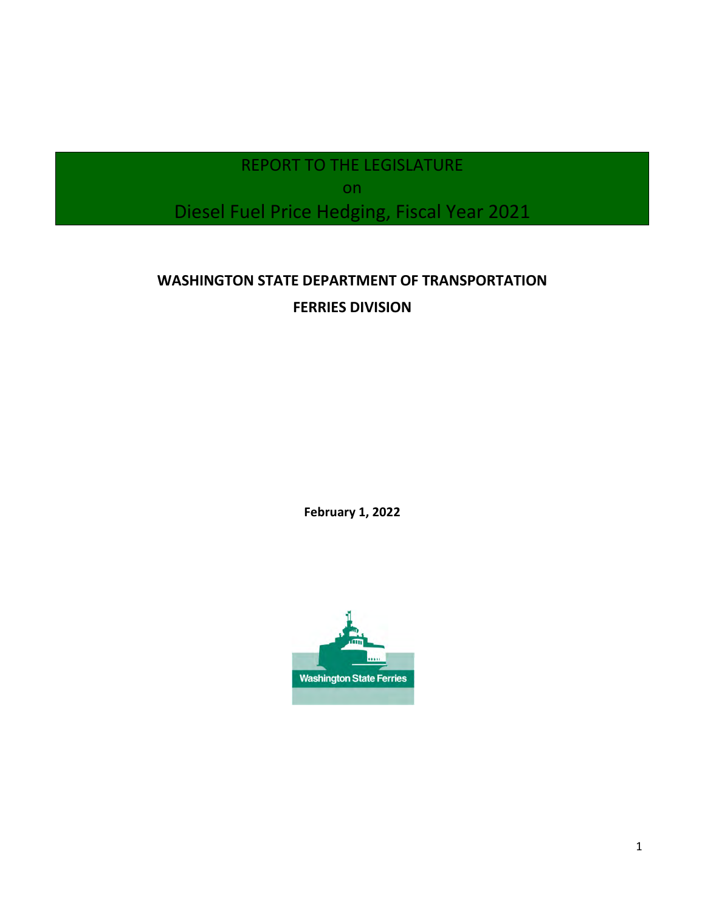# REPORT TO THE LEGISLATURE

on

# Diesel Fuel Price Hedging, Fiscal Year 2021

**WASHINGTON STATE DEPARTMENT OF TRANSPORTATION**

**FERRIES DIVISION**

**February 1, 2022**

Washington State Ferries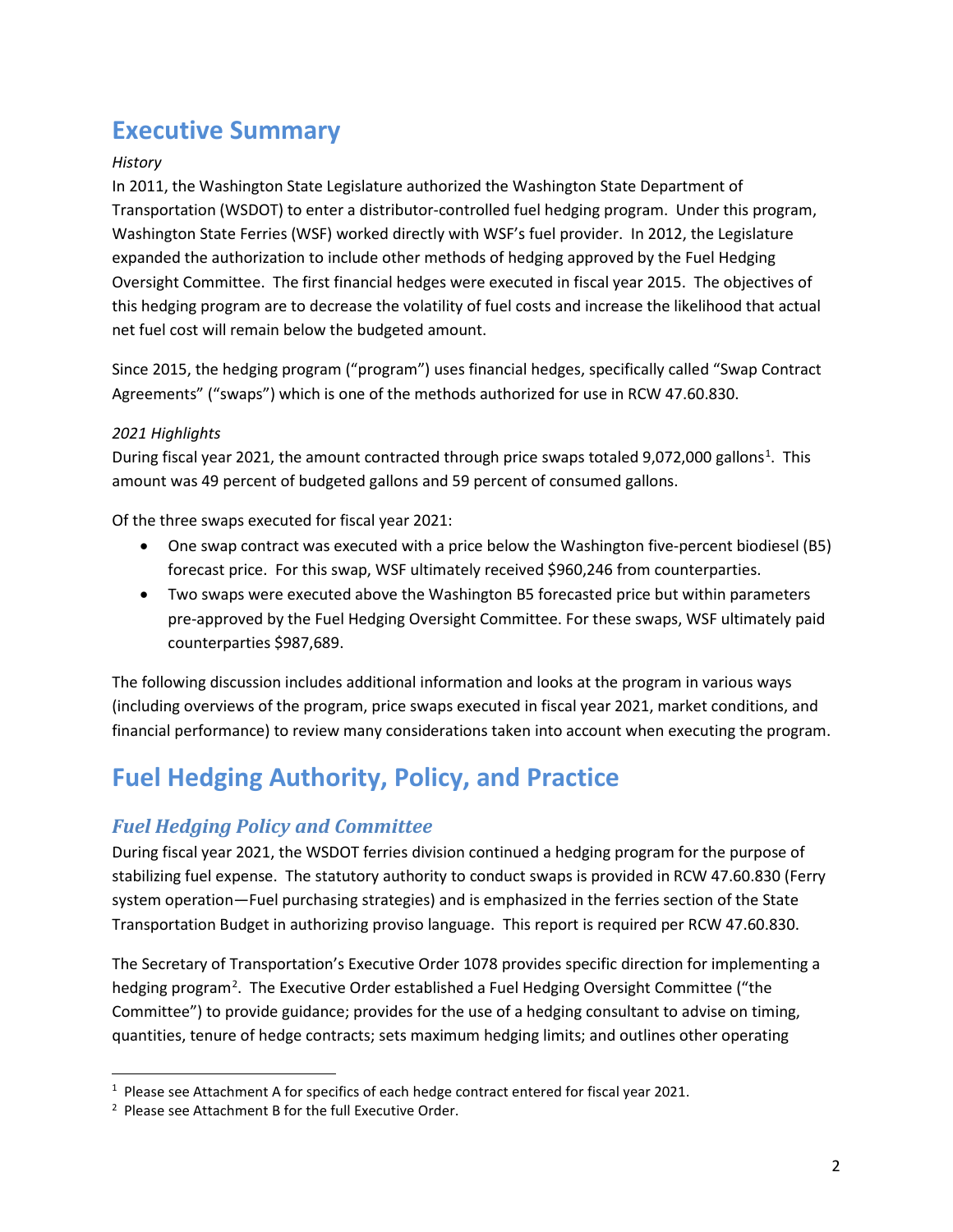# Executive Summary

*History*

In 2011, the Washington State Legislature authorized the Washington State Department of Transportation (WSDOT) to enter a distributor-controlled fuel hedging program. Under this program, Washington State Ferries (WSF) worked directly with WSF's fuel provider. In 2012, the Legislature expanded the authorization to include other methods of hedging approved by the Fuel Hedging Oversight Committee. The first financial hedges were executed in fiscal year 2015. The objectives of this hedging program are to decrease the volatility of fuel costs and increase the likelihood that actual net fuel cost will remain below the budgeted amount.

Since 2015, the hedging program ("program") uses financial hedges, specifically called "Swap Contract Agreements" ("swaps") which is one of the methods authorized for use in RCW 47.60.830.

*2021 Highlights*

During fiscal year 2021, the amount contracted through price swaps totaled 9,072,000 gallons[1]. This amount was 49 percent of budgeted gallons and 59 percent of consumed gallons.

Of the three swaps executed for fiscal year 2021:

- One swap contract was executed with a price below the Washington five-percent biodiesel (B5) forecast price. For this swap, WSF ultimately received $960,246 from counterparties.
- Two swaps were executed above the Washington B5 forecasted price but within parameters pre-approved by the Fuel Hedging Oversight Committee. For these swaps, WSF ultimately paid counterparties $987,689.

The following discussion includes additional information and looks at the program in various ways (including overviews of the program, price swaps executed in fiscal year 2021, market conditions, and financial performance) to review many considerations taken into account when executing the program.

# Fuel Hedging Authority, Policy, and Practice

## *Fuel Hedging Policy and Committee*

During fiscal year 2021, the WSDOT ferries division continued a hedging program for the purpose of stabilizing fuel expense. The statutory authority to conduct swaps is provided in RCW 47.60.830 (Ferry system operation—Fuel purchasing strategies) and is emphasized in the ferries section of the State Transportation Budget in authorizing proviso language. This report is required per RCW 47.60.830.

The Secretary of Transportation's Executive Order 1078 provides specific direction for implementing a hedging program[2]. The Executive Order established a Fuel Hedging Oversight Committee ("the Committee") to provide guidance; provides for the use of a hedging consultant to advise on timing, quantities, tenure of hedge contracts; sets maximum hedging limits; and outlines other operating

[1] Please see Attachment A for specifics of each hedge contract entered for fiscal year 2021.

[2] Please see Attachment B for the full Executive Order.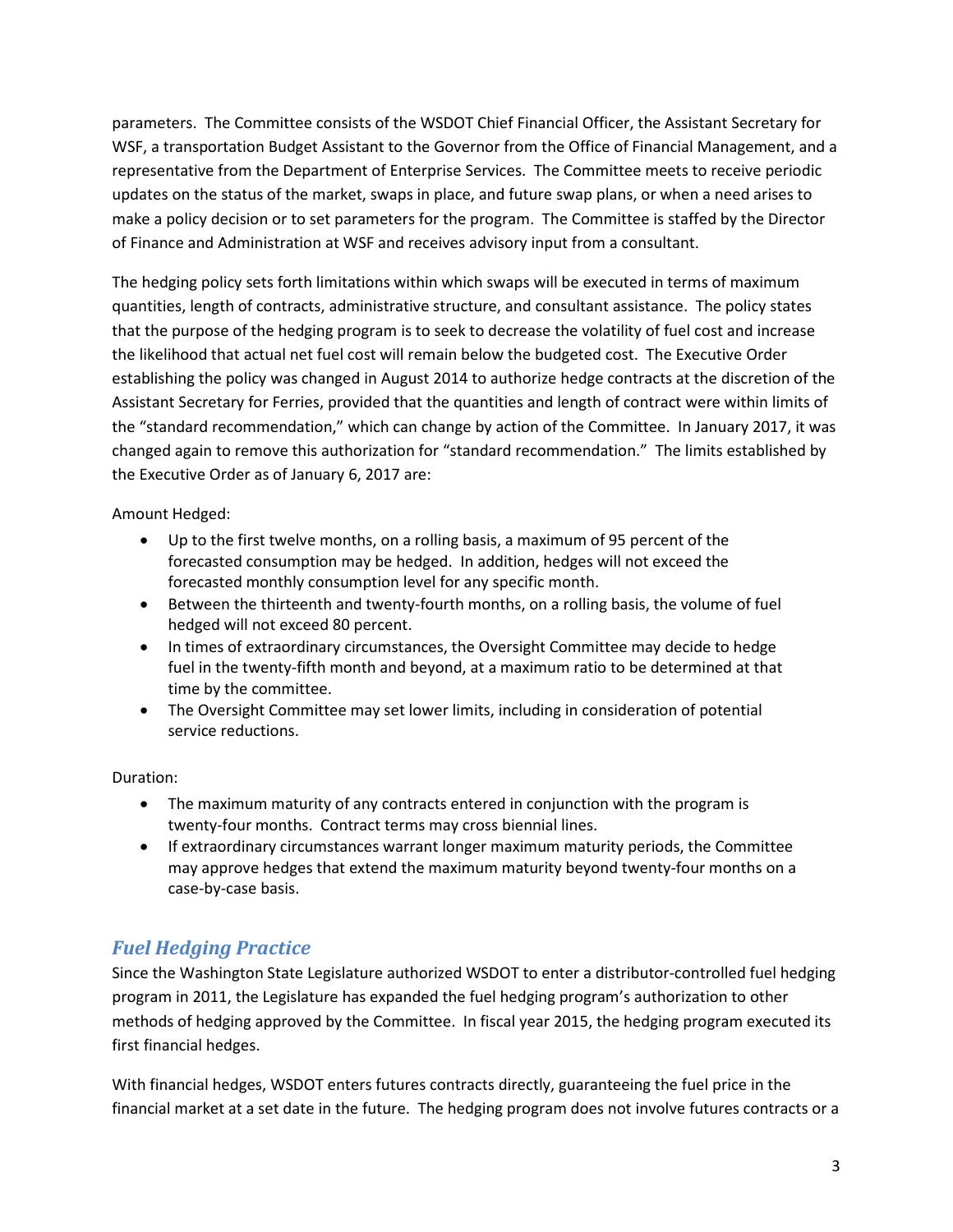parameters. The Committee consists of the WSDOT Chief Financial Officer, the Assistant Secretary for WSF, a transportation Budget Assistant to the Governor from the Office of Financial Management, and a representative from the Department of Enterprise Services. The Committee meets to receive periodic updates on the status of the market, swaps in place, and future swap plans, or when a need arises to make a policy decision or to set parameters for the program. The Committee is staffed by the Director of Finance and Administration at WSF and receives advisory input from a consultant.

The hedging policy sets forth limitations within which swaps will be executed in terms of maximum quantities, length of contracts, administrative structure, and consultant assistance. The policy states that the purpose of the hedging program is to seek to decrease the volatility of fuel cost and increase the likelihood that actual net fuel cost will remain below the budgeted cost. The Executive Order establishing the policy was changed in August 2014 to authorize hedge contracts at the discretion of the Assistant Secretary for Ferries, provided that the quantities and length of contract were within limits of the "standard recommendation," which can change by action of the Committee. In January 2017, it was changed again to remove this authorization for "standard recommendation." The limits established by the Executive Order as of January 6, 2017 are:

Amount Hedged:

- Up to the first twelve months, on a rolling basis, a maximum of 95 percent of the forecasted consumption may be hedged. In addition, hedges will not exceed the forecasted monthly consumption level for any specific month.
- Between the thirteenth and twenty-fourth months, on a rolling basis, the volume of fuel hedged will not exceed 80 percent.
- In times of extraordinary circumstances, the Oversight Committee may decide to hedge fuel in the twenty-fifth month and beyond, at a maximum ratio to be determined at that time by the committee.
- The Oversight Committee may set lower limits, including in consideration of potential service reductions.

Duration:

- The maximum maturity of any contracts entered in conjunction with the program is twenty-four months. Contract terms may cross biennial lines.
- If extraordinary circumstances warrant longer maximum maturity periods, the Committee may approve hedges that extend the maximum maturity beyond twenty-four months on a case-by-case basis.

## *Fuel Hedging Practice*

Since the Washington State Legislature authorized WSDOT to enter a distributor-controlled fuel hedging program in 2011, the Legislature has expanded the fuel hedging program's authorization to other methods of hedging approved by the Committee. In fiscal year 2015, the hedging program executed its first financial hedges.

With financial hedges, WSDOT enters futures contracts directly, guaranteeing the fuel price in the financial market at a set date in the future. The hedging program does not involve futures contracts or a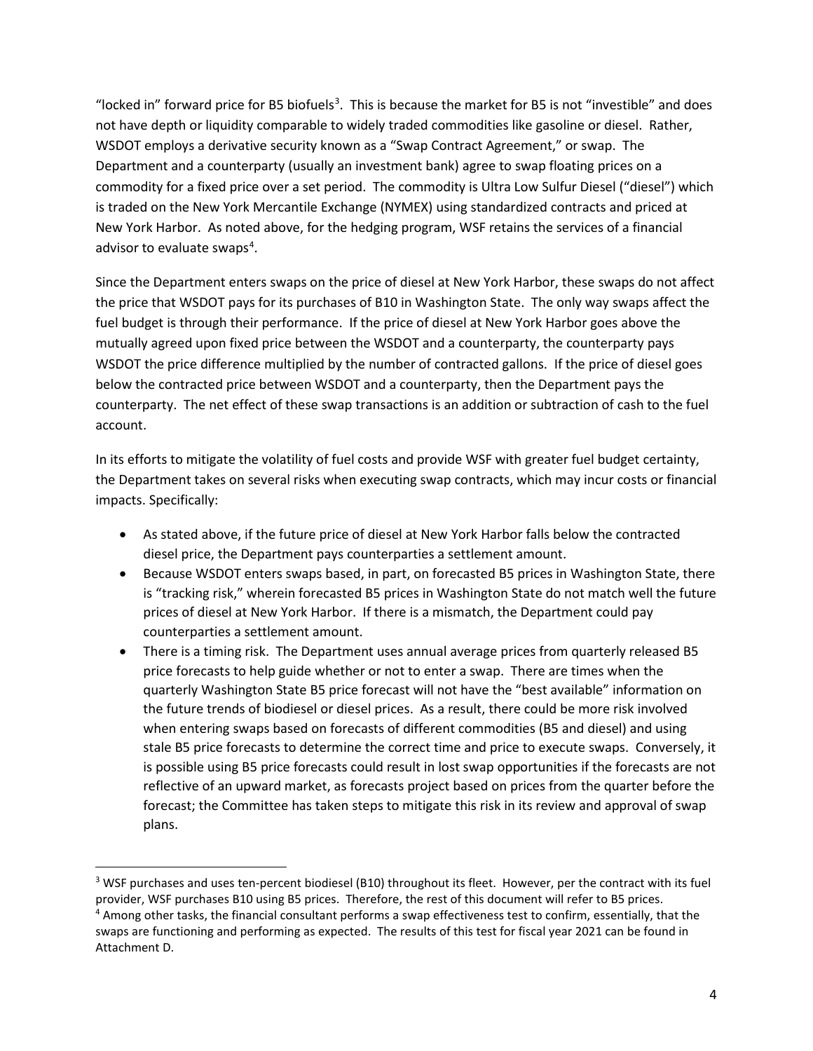"locked in" forward price for B5 biofuels[3]. This is because the market for B5 is not "investible" and does not have depth or liquidity comparable to widely traded commodities like gasoline or diesel. Rather, WSDOT employs a derivative security known as a "Swap Contract Agreement," or swap. The Department and a counterparty (usually an investment bank) agree to swap floating prices on a commodity for a fixed price over a set period. The commodity is Ultra Low Sulfur Diesel ("diesel") which is traded on the New York Mercantile Exchange (NYMEX) using standardized contracts and priced at New York Harbor. As noted above, for the hedging program, WSF retains the services of a financial advisor to evaluate swaps[4].

Since the Department enters swaps on the price of diesel at New York Harbor, these swaps do not affect the price that WSDOT pays for its purchases of B10 in Washington State. The only way swaps affect the fuel budget is through their performance. If the price of diesel at New York Harbor goes above the mutually agreed upon fixed price between the WSDOT and a counterparty, the counterparty pays WSDOT the price difference multiplied by the number of contracted gallons. If the price of diesel goes below the contracted price between WSDOT and a counterparty, then the Department pays the counterparty. The net effect of these swap transactions is an addition or subtraction of cash to the fuel account.

In its efforts to mitigate the volatility of fuel costs and provide WSF with greater fuel budget certainty, the Department takes on several risks when executing swap contracts, which may incur costs or financial impacts. Specifically:

- As stated above, if the future price of diesel at New York Harbor falls below the contracted diesel price, the Department pays counterparties a settlement amount.
- Because WSDOT enters swaps based, in part, on forecasted B5 prices in Washington State, there is "tracking risk," wherein forecasted B5 prices in Washington State do not match well the future prices of diesel at New York Harbor. If there is a mismatch, the Department could pay counterparties a settlement amount.
- There is a timing risk. The Department uses annual average prices from quarterly released B5 price forecasts to help guide whether or not to enter a swap. There are times when the quarterly Washington State B5 price forecast will not have the "best available" information on the future trends of biodiesel or diesel prices. As a result, there could be more risk involved when entering swaps based on forecasts of different commodities (B5 and diesel) and using stale B5 price forecasts to determine the correct time and price to execute swaps. Conversely, it is possible using B5 price forecasts could result in lost swap opportunities if the forecasts are not reflective of an upward market, as forecasts project based on prices from the quarter before the forecast; the Committee has taken steps to mitigate this risk in its review and approval of swap plans.

---

[3] WSF purchases and uses ten-percent biodiesel (B10) throughout its fleet. However, per the contract with its fuel provider, WSF purchases B10 using B5 prices. Therefore, the rest of this document will refer to B5 prices.

[4] Among other tasks, the financial consultant performs a swap effectiveness test to confirm, essentially, that the swaps are functioning and performing as expected. The results of this test for fiscal year 2021 can be found in Attachment D.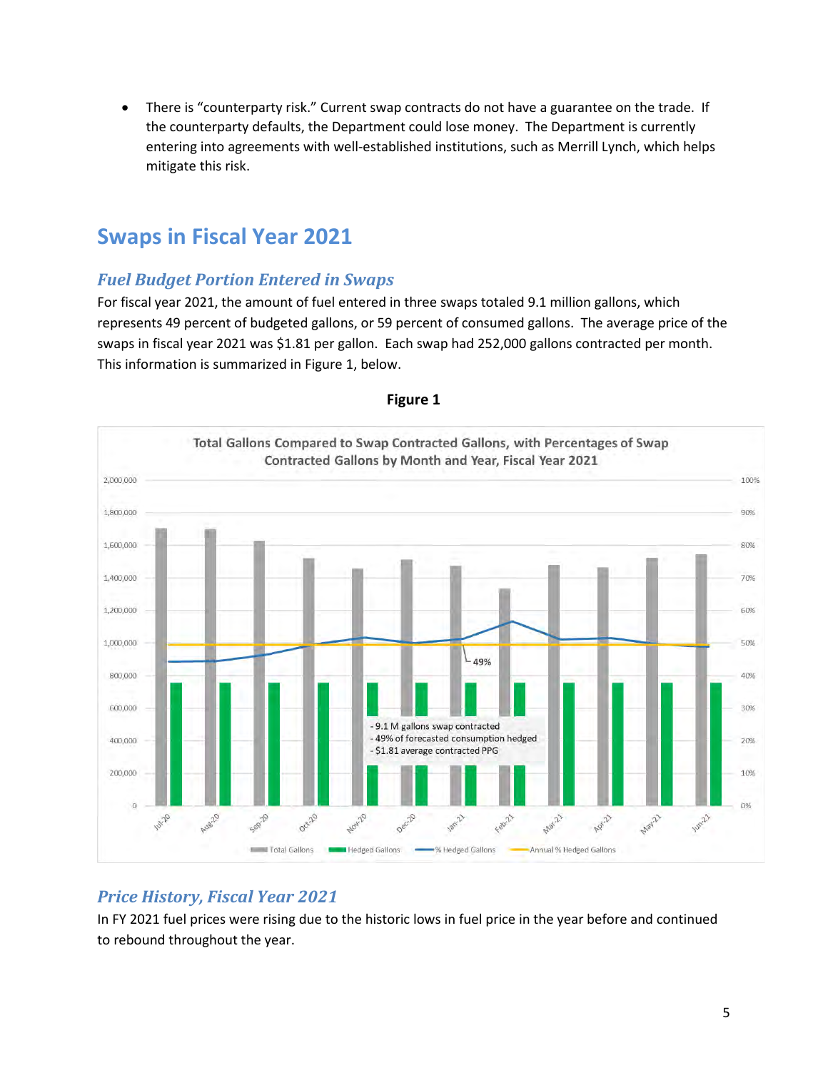- There is "counterparty risk." Current swap contracts do not have a guarantee on the trade. If the counterparty defaults, the Department could lose money. The Department is currently entering into agreements with well-established institutions, such as Merrill Lynch, which helps mitigate this risk.

## Swaps in Fiscal Year 2021

### *Fuel Budget Portion Entered in Swaps*

For fiscal year 2021, the amount of fuel entered in three swaps totaled 9.1 million gallons, which represents 49 percent of budgeted gallons, or 59 percent of consumed gallons. The average price of the swaps in fiscal year 2021 was $1.81 per gallon. Each swap had 252,000 gallons contracted per month. This information is summarized in Figure 1, below.

**Figure 1**

Total Gallons Compared to Swap Contracted Gallons, with Percentages of Swap Contracted Gallons by Month and Year, Fiscal Year 2021

- 9.1 M gallons swap contracted
- 49% of forecasted consumption hedged
- $1.81 average contracted PPG

Legend: Total Gallons, Hedged Gallons, % Hedged Gallons, Annual % Hedged Gallons

### *Price History, Fiscal Year 2021*

In FY 2021 fuel prices were rising due to the historic lows in fuel price in the year before and continued to rebound throughout the year.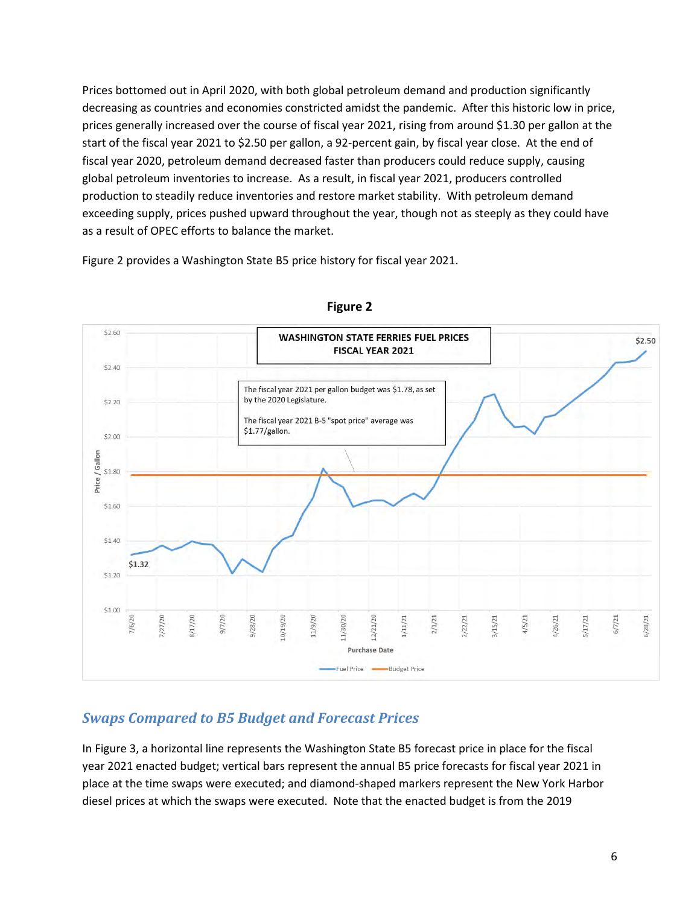Prices bottomed out in April 2020, with both global petroleum demand and production significantly decreasing as countries and economies constricted amidst the pandemic. After this historic low in price, prices generally increased over the course of fiscal year 2021, rising from around $1.30 per gallon at the start of the fiscal year 2021 to $2.50 per gallon, a 92-percent gain, by fiscal year close. At the end of fiscal year 2020, petroleum demand decreased faster than producers could reduce supply, causing global petroleum inventories to increase. As a result, in fiscal year 2021, producers controlled production to steadily reduce inventories and restore market stability. With petroleum demand exceeding supply, prices pushed upward throughout the year, though not as steeply as they could have as a result of OPEC efforts to balance the market.

Figure 2 provides a Washington State B5 price history for fiscal year 2021.

**Figure 2**

**WASHINGTON STATE FERRIES FUEL PRICES FISCAL YEAR 2021**

The fiscal year 2021 per gallon budget was $1.78, as set by the 2020 Legislature.

The fiscal year 2021 B-5 "spot price" average was $1.77/gallon.

## *Swaps Compared to B5 Budget and Forecast Prices*

In Figure 3, a horizontal line represents the Washington State B5 forecast price in place for the fiscal year 2021 enacted budget; vertical bars represent the annual B5 price forecasts for fiscal year 2021 in place at the time swaps were executed; and diamond-shaped markers represent the New York Harbor diesel prices at which the swaps were executed. Note that the enacted budget is from the 2019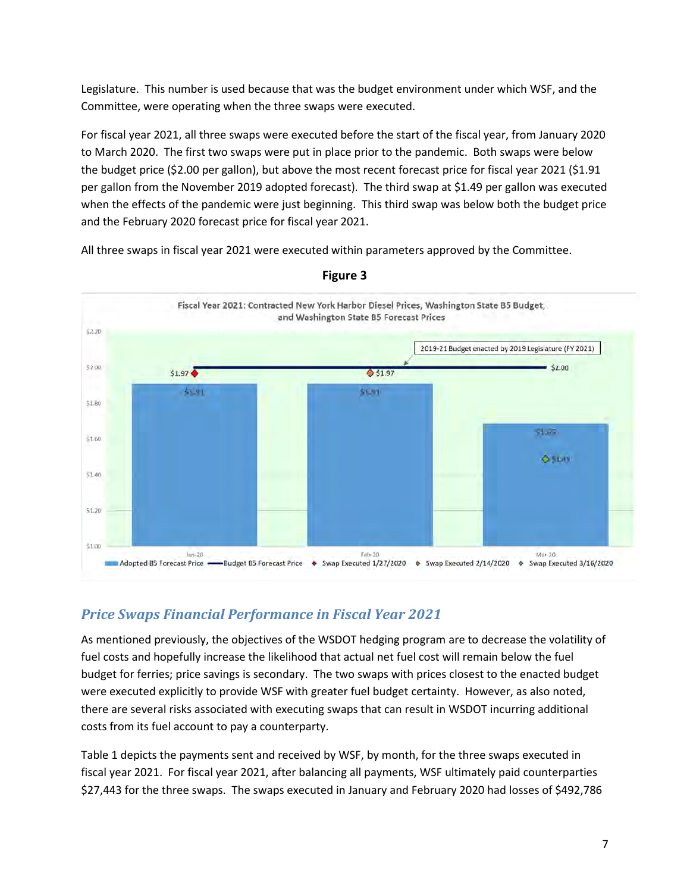Legislature. This number is used because that was the budget environment under which WSF, and the Committee, were operating when the three swaps were executed.

For fiscal year 2021, all three swaps were executed before the start of the fiscal year, from January 2020 to March 2020. The first two swaps were put in place prior to the pandemic. Both swaps were below the budget price ($2.00 per gallon), but above the most recent forecast price for fiscal year 2021 ($1.91 per gallon from the November 2019 adopted forecast). The third swap at $1.49 per gallon was executed when the effects of the pandemic were just beginning. This third swap was below both the budget price and the February 2020 forecast price for fiscal year 2021.

All three swaps in fiscal year 2021 were executed within parameters approved by the Committee.

**Figure 3**

Fiscal Year 2021: Contracted New York Harbor Diesel Prices, Washington State B5 Budget, and Washington State B5 Forecast Prices

| | Jan-20 | Feb-20 | Mar-20 |
|---|---|---|---|
| Adopted B5 Forecast Price | $1.91 | $1.91 | $1.69 |
| Budget B5 Forecast Price | $2.00 | $2.00 | $2.00 |
| Swap Executed 1/27/2020 | $1.97 | | |
| Swap Executed 2/14/2020 | | $1.97 | |
| Swap Executed 3/16/2020 | | | $1.49 |

2019-21 Budget enacted by 2019 Legislature (FY 2021)

## *Price Swaps Financial Performance in Fiscal Year 2021*

As mentioned previously, the objectives of the WSDOT hedging program are to decrease the volatility of fuel costs and hopefully increase the likelihood that actual net fuel cost will remain below the fuel budget for ferries; price savings is secondary. The two swaps with prices closest to the enacted budget were executed explicitly to provide WSF with greater fuel budget certainty. However, as also noted, there are several risks associated with executing swaps that can result in WSDOT incurring additional costs from its fuel account to pay a counterparty.

Table 1 depicts the payments sent and received by WSF, by month, for the three swaps executed in fiscal year 2021. For fiscal year 2021, after balancing all payments, WSF ultimately paid counterparties $27,443 for the three swaps. The swaps executed in January and February 2020 had losses of $492,786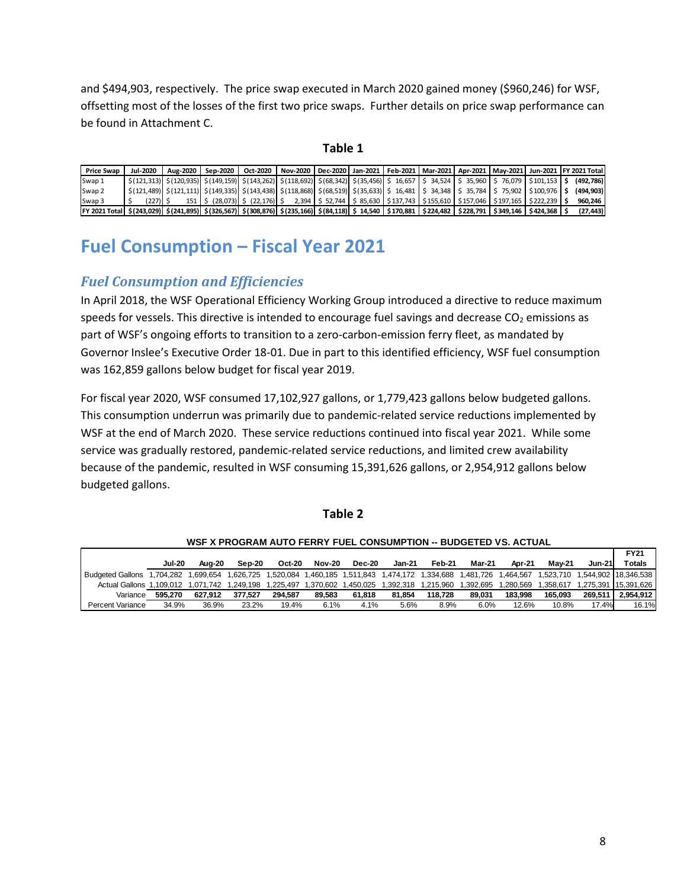and $494,903, respectively. The price swap executed in March 2020 gained money ($960,246) for WSF, offsetting most of the losses of the first two price swaps. Further details on price swap performance can be found in Attachment C.

**Table 1**

| Price Swap | Jul-2020 | Aug-2020 | Sep-2020 | Oct-2020 | Nov-2020 | Dec-2020 | Jan-2021 | Feb-2021 | Mar-2021 | Apr-2021 | May-2021 | Jun-2021 | FY 2021 Total |
|---|---|---|---|---|---|---|---|---|---|---|---|---|---|
| Swap 1 | $ (121,313) | $ (120,935) | $ (149,159) | $ (143,262) | $ (118,692) | $ (68,342) | $ (35,456) | $ 16,657 | $ 34,524 | $ 35,960 | $ 76,079 | $ 101,153 | $ (492,786) |
| Swap 2 | $ (121,489) | $ (121,111) | $ (149,335) | $ (143,438) | $ (118,868) | $ (68,519) | $ (35,633) | $ 16,481 | $ 34,348 | $ 35,784 | $ 75,902 | $ 100,976 | $ (494,903) |
| Swap 3 | $ (227) | $ 151 | $ (28,073) | $ (22,176) | $ 2,394 | $ 52,744 | $ 85,630 | $ 137,743 | $ 155,610 | $ 157,046 | $ 197,165 | $ 222,239 | $ 960,246 |
| **FY 2021 Total** | **$ (243,029)** | **$ (241,895)** | **$ (326,567)** | **$ (308,876)** | **$ (235,166)** | **$ (84,118)** | **$ 14,540** | **$ 170,881** | **$ 224,482** | **$ 228,791** | **$ 349,146** | **$ 424,368** | **$ (27,443)** |

# Fuel Consumption – Fiscal Year 2021

## *Fuel Consumption and Efficiencies*

In April 2018, the WSF Operational Efficiency Working Group introduced a directive to reduce maximum speeds for vessels. This directive is intended to encourage fuel savings and decrease $CO_2$ emissions as part of WSF's ongoing efforts to transition to a zero-carbon-emission ferry fleet, as mandated by Governor Inslee's Executive Order 18-01. Due in part to this identified efficiency, WSF fuel consumption was 162,859 gallons below budget for fiscal year 2019.

For fiscal year 2020, WSF consumed 17,102,927 gallons, or 1,779,423 gallons below budgeted gallons. This consumption underrun was primarily due to pandemic-related service reductions implemented by WSF at the end of March 2020. These service reductions continued into fiscal year 2021. While some service was gradually restored, pandemic-related service reductions, and limited crew availability because of the pandemic, resulted in WSF consuming 15,391,626 gallons, or 2,954,912 gallons below budgeted gallons.

**Table 2**

**WSF X PROGRAM AUTO FERRY FUEL CONSUMPTION -- BUDGETED VS. ACTUAL**

| | Jul-20 | Aug-20 | Sep-20 | Oct-20 | Nov-20 | Dec-20 | Jan-21 | Feb-21 | Mar-21 | Apr-21 | May-21 | Jun-21 | FY21 Totals |
|---|---|---|---|---|---|---|---|---|---|---|---|---|---|
| Budgeted Gallons | 1,704,282 | 1,699,654 | 1,626,725 | 1,520,084 | 1,460,185 | 1,511,843 | 1,474,172 | 1,334,688 | 1,481,726 | 1,464,567 | 1,523,710 | 1,544,902 | 18,346,538 |
| Actual Gallons | 1,109,012 | 1,071,742 | 1,249,198 | 1,225,497 | 1,370,602 | 1,450,025 | 1,392,318 | 1,215,960 | 1,392,695 | 1,280,569 | 1,358,617 | 1,275,391 | 15,391,626 |
| Variance | **595,270** | **627,912** | **377,527** | **294,587** | **89,583** | **61,818** | **81,854** | **118,728** | **89,031** | **183,998** | **165,093** | **269,511** | **2,954,912** |
| Percent Variance | 34.9% | 36.9% | 23.2% | 19.4% | 6.1% | 4.1% | 5.6% | 8.9% | 6.0% | 12.6% | 10.8% | 17.4% | 16.1% |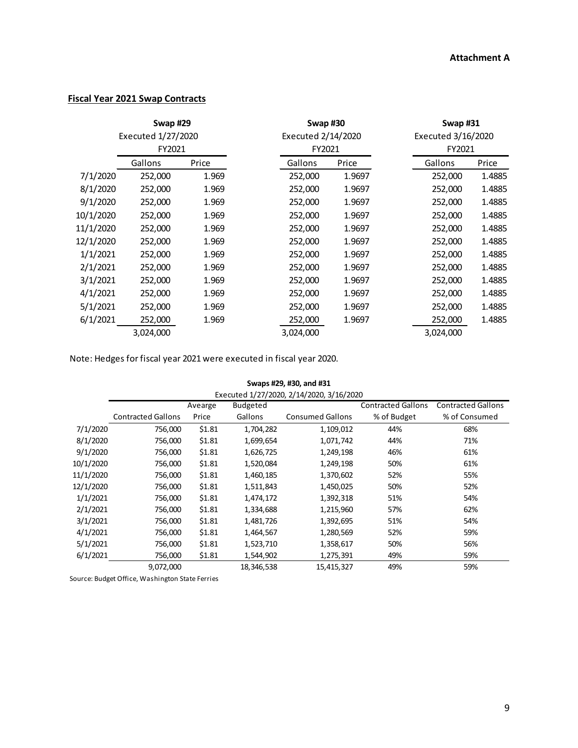**Attachment A**

## Fiscal Year 2021 Swap Contracts

| | Swap #29 | | Swap #30 | | Swap #31 | |
|---|---|---|---|---|---|---|
| | Executed 1/27/2020 | | Executed 2/14/2020 | | Executed 3/16/2020 | |
| | FY2021 | | FY2021 | | FY2021 | |
| | Gallons | Price | Gallons | Price | Gallons | Price |
| 7/1/2020 | 252,000 | 1.969 | 252,000 | 1.9697 | 252,000 | 1.4885 |
| 8/1/2020 | 252,000 | 1.969 | 252,000 | 1.9697 | 252,000 | 1.4885 |
| 9/1/2020 | 252,000 | 1.969 | 252,000 | 1.9697 | 252,000 | 1.4885 |
| 10/1/2020 | 252,000 | 1.969 | 252,000 | 1.9697 | 252,000 | 1.4885 |
| 11/1/2020 | 252,000 | 1.969 | 252,000 | 1.9697 | 252,000 | 1.4885 |
| 12/1/2020 | 252,000 | 1.969 | 252,000 | 1.9697 | 252,000 | 1.4885 |
| 1/1/2021 | 252,000 | 1.969 | 252,000 | 1.9697 | 252,000 | 1.4885 |
| 2/1/2021 | 252,000 | 1.969 | 252,000 | 1.9697 | 252,000 | 1.4885 |
| 3/1/2021 | 252,000 | 1.969 | 252,000 | 1.9697 | 252,000 | 1.4885 |
| 4/1/2021 | 252,000 | 1.969 | 252,000 | 1.9697 | 252,000 | 1.4885 |
| 5/1/2021 | 252,000 | 1.969 | 252,000 | 1.9697 | 252,000 | 1.4885 |
| 6/1/2021 | 252,000 | 1.969 | 252,000 | 1.9697 | 252,000 | 1.4885 |
| | 3,024,000 | | 3,024,000 | | 3,024,000 | |

Note: Hedges for fiscal year 2021 were executed in fiscal year 2020.

**Swaps #29, #30, and #31**

Executed 1/27/2020, 2/14/2020, 3/16/2020

| | Contracted Gallons | Avearge Price | Budgeted Gallons | Consumed Gallons | Contracted Gallons % of Budget | Contracted Gallons % of Consumed |
|---|---|---|---|---|---|---|
| 7/1/2020 | 756,000 | $1.81 | 1,704,282 | 1,109,012 | 44% | 68% |
| 8/1/2020 | 756,000 | $1.81 | 1,699,654 | 1,071,742 | 44% | 71% |
| 9/1/2020 | 756,000 | $1.81 | 1,626,725 | 1,249,198 | 46% | 61% |
| 10/1/2020 | 756,000 | $1.81 | 1,520,084 | 1,249,198 | 50% | 61% |
| 11/1/2020 | 756,000 | $1.81 | 1,460,185 | 1,370,602 | 52% | 55% |
| 12/1/2020 | 756,000 | $1.81 | 1,511,843 | 1,450,025 | 50% | 52% |
| 1/1/2021 | 756,000 | $1.81 | 1,474,172 | 1,392,318 | 51% | 54% |
| 2/1/2021 | 756,000 | $1.81 | 1,334,688 | 1,215,960 | 57% | 62% |
| 3/1/2021 | 756,000 | $1.81 | 1,481,726 | 1,392,695 | 51% | 54% |
| 4/1/2021 | 756,000 | $1.81 | 1,464,567 | 1,280,569 | 52% | 59% |
| 5/1/2021 | 756,000 | $1.81 | 1,523,710 | 1,358,617 | 50% | 56% |
| 6/1/2021 | 756,000 | $1.81 | 1,544,902 | 1,275,391 | 49% | 59% |
| | 9,072,000 | | 18,346,538 | 15,415,327 | 49% | 59% |

Source: Budget Office, Washington State Ferries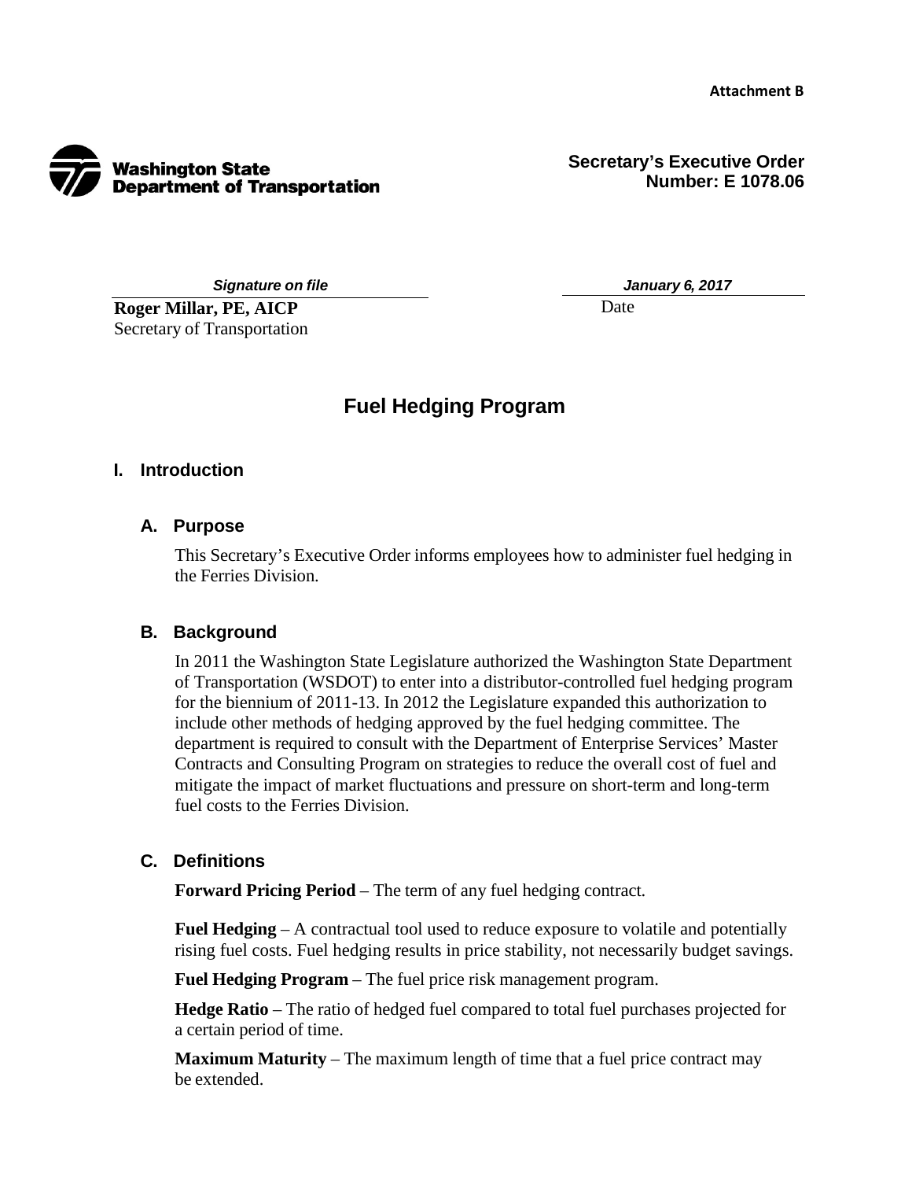**Attachment B**

**Washington State Department of Transportation**

**Secretary's Executive Order Number: E 1078.06**

*Signature on file*
**Roger Millar, PE, AICP**
Secretary of Transportation

*January 6, 2017*
Date

# Fuel Hedging Program

## I. Introduction

### A. Purpose

This Secretary's Executive Order informs employees how to administer fuel hedging in the Ferries Division.

### B. Background

In 2011 the Washington State Legislature authorized the Washington State Department of Transportation (WSDOT) to enter into a distributor-controlled fuel hedging program for the biennium of 2011-13. In 2012 the Legislature expanded this authorization to include other methods of hedging approved by the fuel hedging committee. The department is required to consult with the Department of Enterprise Services' Master Contracts and Consulting Program on strategies to reduce the overall cost of fuel and mitigate the impact of market fluctuations and pressure on short-term and long-term fuel costs to the Ferries Division.

### C. Definitions

**Forward Pricing Period** – The term of any fuel hedging contract.

**Fuel Hedging** – A contractual tool used to reduce exposure to volatile and potentially rising fuel costs. Fuel hedging results in price stability, not necessarily budget savings.

**Fuel Hedging Program** – The fuel price risk management program.

**Hedge Ratio** – The ratio of hedged fuel compared to total fuel purchases projected for a certain period of time.

**Maximum Maturity** – The maximum length of time that a fuel price contract may be extended.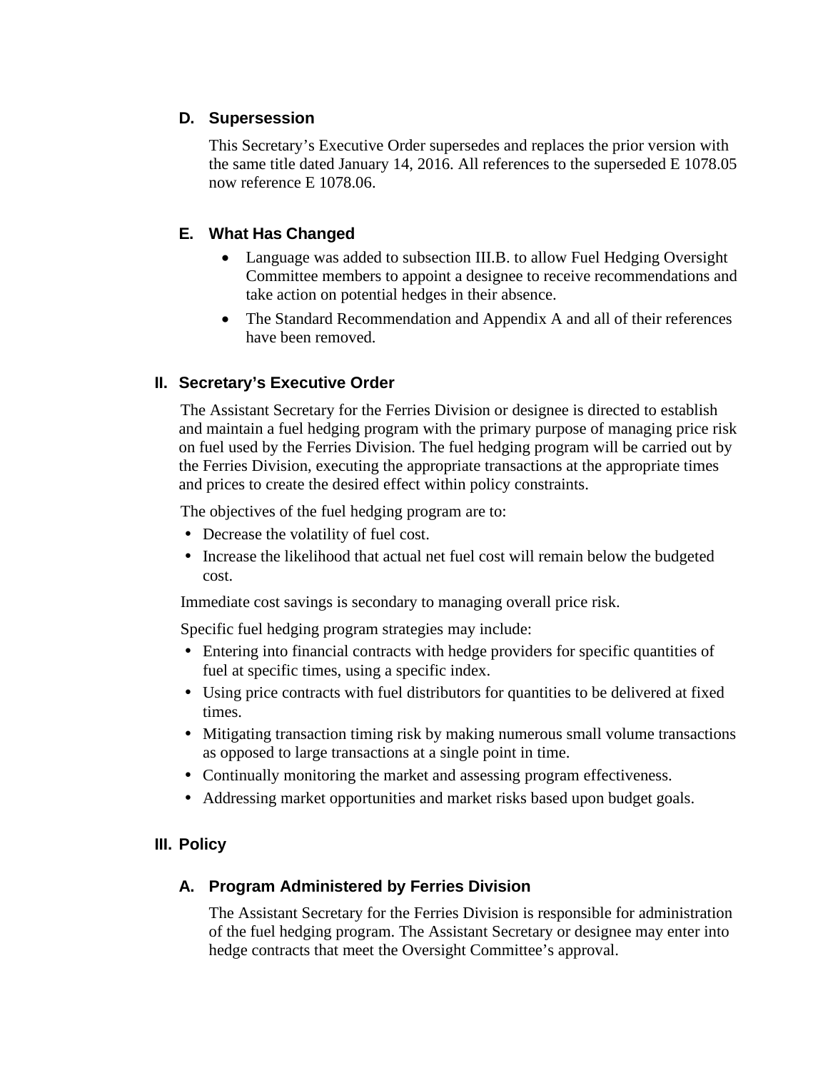### D. Supersession

This Secretary's Executive Order supersedes and replaces the prior version with the same title dated January 14, 2016. All references to the superseded E 1078.05 now reference E 1078.06.

### E. What Has Changed

- Language was added to subsection III.B. to allow Fuel Hedging Oversight Committee members to appoint a designee to receive recommendations and take action on potential hedges in their absence.
- The Standard Recommendation and Appendix A and all of their references have been removed.

## II. Secretary's Executive Order

The Assistant Secretary for the Ferries Division or designee is directed to establish and maintain a fuel hedging program with the primary purpose of managing price risk on fuel used by the Ferries Division. The fuel hedging program will be carried out by the Ferries Division, executing the appropriate transactions at the appropriate times and prices to create the desired effect within policy constraints.

The objectives of the fuel hedging program are to:

- Decrease the volatility of fuel cost.
- Increase the likelihood that actual net fuel cost will remain below the budgeted cost.

Immediate cost savings is secondary to managing overall price risk.

Specific fuel hedging program strategies may include:

- Entering into financial contracts with hedge providers for specific quantities of fuel at specific times, using a specific index.
- Using price contracts with fuel distributors for quantities to be delivered at fixed times.
- Mitigating transaction timing risk by making numerous small volume transactions as opposed to large transactions at a single point in time.
- Continually monitoring the market and assessing program effectiveness.
- Addressing market opportunities and market risks based upon budget goals.

## III. Policy

### A. Program Administered by Ferries Division

The Assistant Secretary for the Ferries Division is responsible for administration of the fuel hedging program. The Assistant Secretary or designee may enter into hedge contracts that meet the Oversight Committee's approval.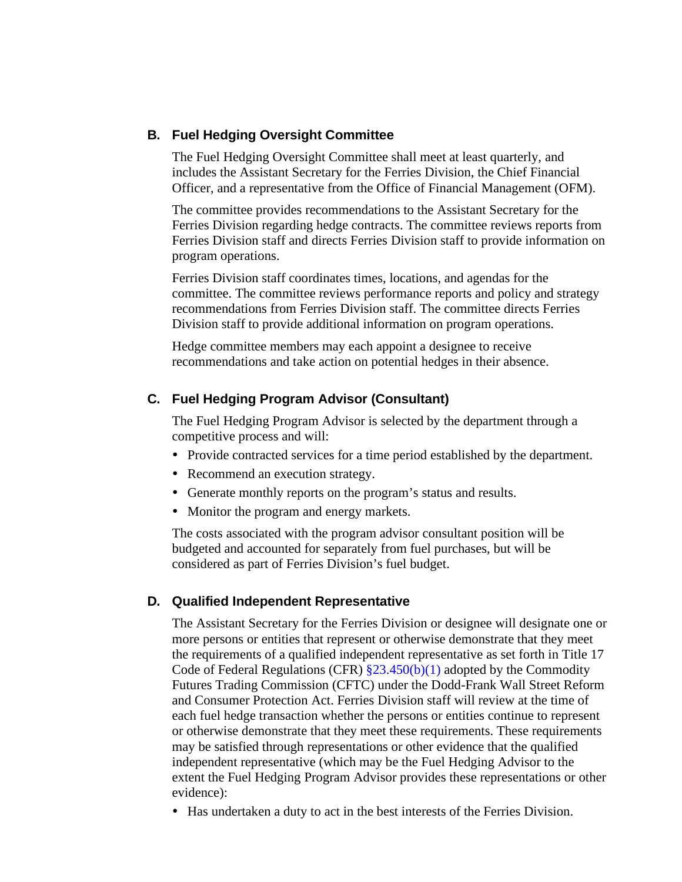### B. Fuel Hedging Oversight Committee

The Fuel Hedging Oversight Committee shall meet at least quarterly, and includes the Assistant Secretary for the Ferries Division, the Chief Financial Officer, and a representative from the Office of Financial Management (OFM).

The committee provides recommendations to the Assistant Secretary for the Ferries Division regarding hedge contracts. The committee reviews reports from Ferries Division staff and directs Ferries Division staff to provide information on program operations.

Ferries Division staff coordinates times, locations, and agendas for the committee. The committee reviews performance reports and policy and strategy recommendations from Ferries Division staff. The committee directs Ferries Division staff to provide additional information on program operations.

Hedge committee members may each appoint a designee to receive recommendations and take action on potential hedges in their absence.

### C. Fuel Hedging Program Advisor (Consultant)

The Fuel Hedging Program Advisor is selected by the department through a competitive process and will:

- Provide contracted services for a time period established by the department.
- Recommend an execution strategy.
- Generate monthly reports on the program's status and results.
- Monitor the program and energy markets.

The costs associated with the program advisor consultant position will be budgeted and accounted for separately from fuel purchases, but will be considered as part of Ferries Division's fuel budget.

### D. Qualified Independent Representative

The Assistant Secretary for the Ferries Division or designee will designate one or more persons or entities that represent or otherwise demonstrate that they meet the requirements of a qualified independent representative as set forth in Title 17 Code of Federal Regulations (CFR) §23.450(b)(1) adopted by the Commodity Futures Trading Commission (CFTC) under the Dodd-Frank Wall Street Reform and Consumer Protection Act. Ferries Division staff will review at the time of each fuel hedge transaction whether the persons or entities continue to represent or otherwise demonstrate that they meet these requirements. These requirements may be satisfied through representations or other evidence that the qualified independent representative (which may be the Fuel Hedging Advisor to the extent the Fuel Hedging Program Advisor provides these representations or other evidence):

- Has undertaken a duty to act in the best interests of the Ferries Division.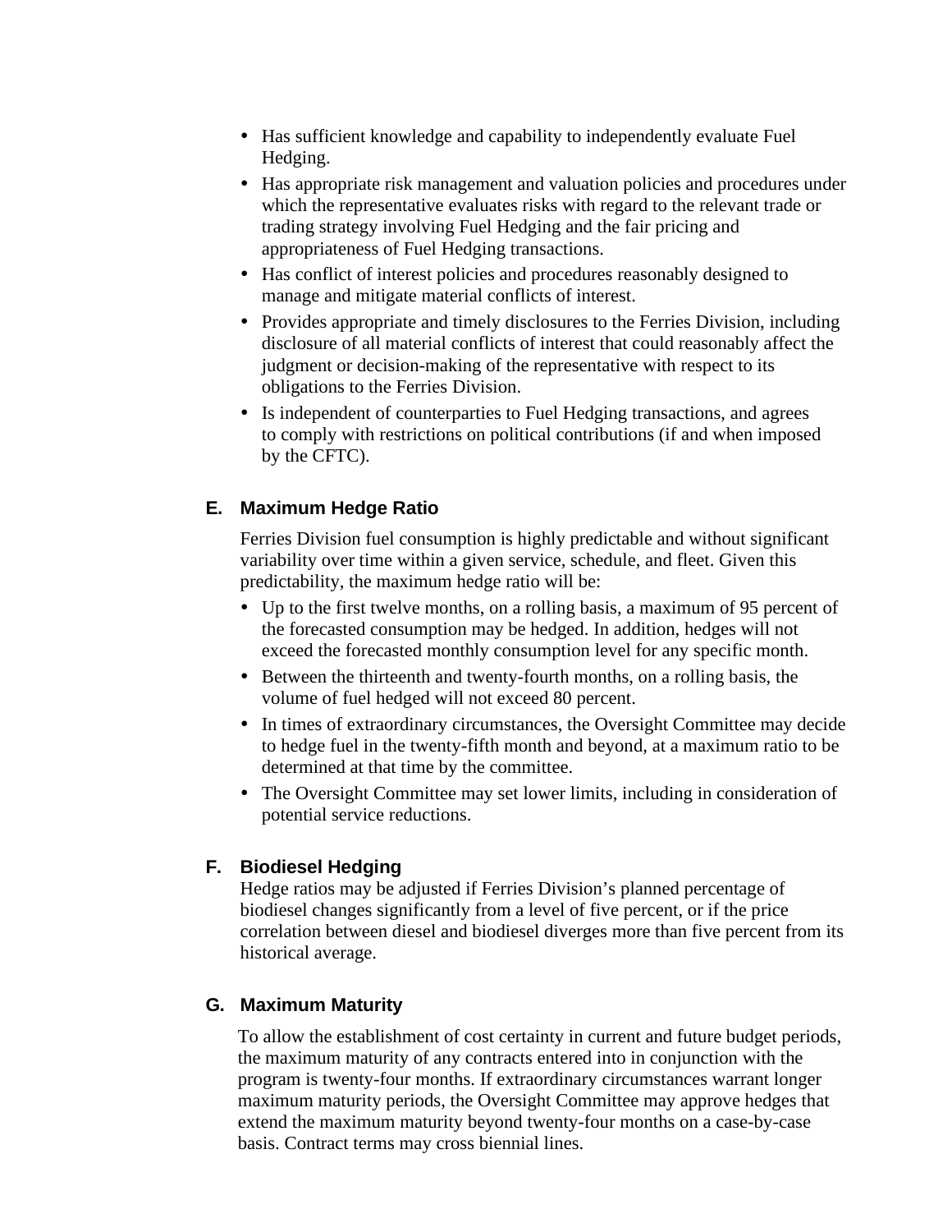- Has sufficient knowledge and capability to independently evaluate Fuel Hedging.
- Has appropriate risk management and valuation policies and procedures under which the representative evaluates risks with regard to the relevant trade or trading strategy involving Fuel Hedging and the fair pricing and appropriateness of Fuel Hedging transactions.
- Has conflict of interest policies and procedures reasonably designed to manage and mitigate material conflicts of interest.
- Provides appropriate and timely disclosures to the Ferries Division, including disclosure of all material conflicts of interest that could reasonably affect the judgment or decision-making of the representative with respect to its obligations to the Ferries Division.
- Is independent of counterparties to Fuel Hedging transactions, and agrees to comply with restrictions on political contributions (if and when imposed by the CFTC).

### E. Maximum Hedge Ratio

Ferries Division fuel consumption is highly predictable and without significant variability over time within a given service, schedule, and fleet. Given this predictability, the maximum hedge ratio will be:

- Up to the first twelve months, on a rolling basis, a maximum of 95 percent of the forecasted consumption may be hedged. In addition, hedges will not exceed the forecasted monthly consumption level for any specific month.
- Between the thirteenth and twenty-fourth months, on a rolling basis, the volume of fuel hedged will not exceed 80 percent.
- In times of extraordinary circumstances, the Oversight Committee may decide to hedge fuel in the twenty-fifth month and beyond, at a maximum ratio to be determined at that time by the committee.
- The Oversight Committee may set lower limits, including in consideration of potential service reductions.

### F. Biodiesel Hedging

Hedge ratios may be adjusted if Ferries Division’s planned percentage of biodiesel changes significantly from a level of five percent, or if the price correlation between diesel and biodiesel diverges more than five percent from its historical average.

### G. Maximum Maturity

To allow the establishment of cost certainty in current and future budget periods, the maximum maturity of any contracts entered into in conjunction with the program is twenty-four months. If extraordinary circumstances warrant longer maximum maturity periods, the Oversight Committee may approve hedges that extend the maximum maturity beyond twenty-four months on a case-by-case basis. Contract terms may cross biennial lines.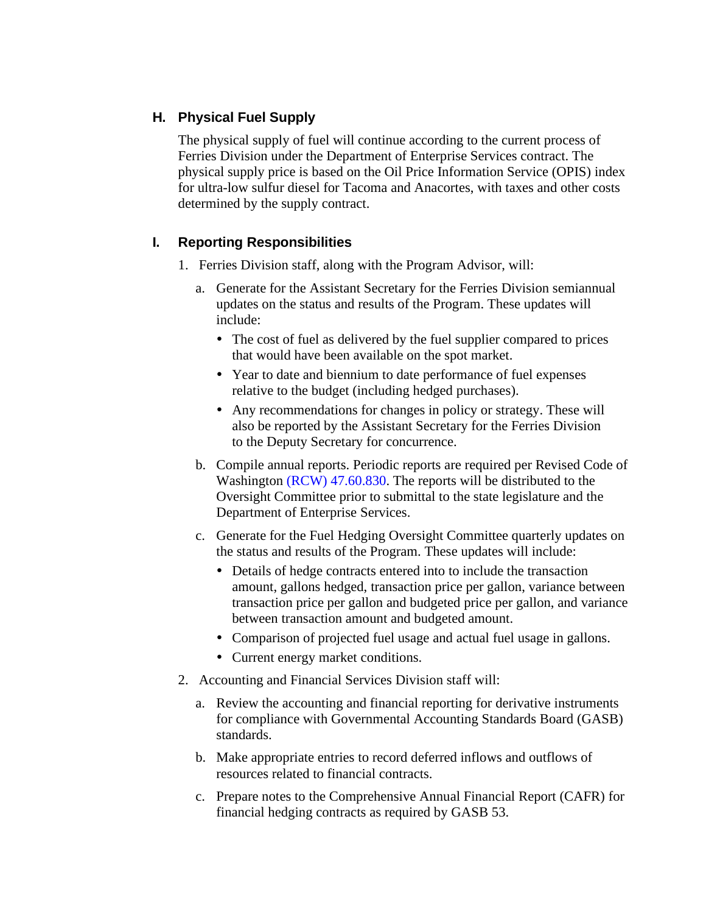## H. Physical Fuel Supply

The physical supply of fuel will continue according to the current process of Ferries Division under the Department of Enterprise Services contract. The physical supply price is based on the Oil Price Information Service (OPIS) index for ultra-low sulfur diesel for Tacoma and Anacortes, with taxes and other costs determined by the supply contract.

## I. Reporting Responsibilities

1. Ferries Division staff, along with the Program Advisor, will:

   a. Generate for the Assistant Secretary for the Ferries Division semiannual updates on the status and results of the Program. These updates will include:

      - The cost of fuel as delivered by the fuel supplier compared to prices that would have been available on the spot market.
      - Year to date and biennium to date performance of fuel expenses relative to the budget (including hedged purchases).
      - Any recommendations for changes in policy or strategy. These will also be reported by the Assistant Secretary for the Ferries Division to the Deputy Secretary for concurrence.

   b. Compile annual reports. Periodic reports are required per Revised Code of Washington (RCW) 47.60.830. The reports will be distributed to the Oversight Committee prior to submittal to the state legislature and the Department of Enterprise Services.

   c. Generate for the Fuel Hedging Oversight Committee quarterly updates on the status and results of the Program. These updates will include:

      - Details of hedge contracts entered into to include the transaction amount, gallons hedged, transaction price per gallon, variance between transaction price per gallon and budgeted price per gallon, and variance between transaction amount and budgeted amount.
      - Comparison of projected fuel usage and actual fuel usage in gallons.
      - Current energy market conditions.

2. Accounting and Financial Services Division staff will:

   a. Review the accounting and financial reporting for derivative instruments for compliance with Governmental Accounting Standards Board (GASB) standards.

   b. Make appropriate entries to record deferred inflows and outflows of resources related to financial contracts.

   c. Prepare notes to the Comprehensive Annual Financial Report (CAFR) for financial hedging contracts as required by GASB 53.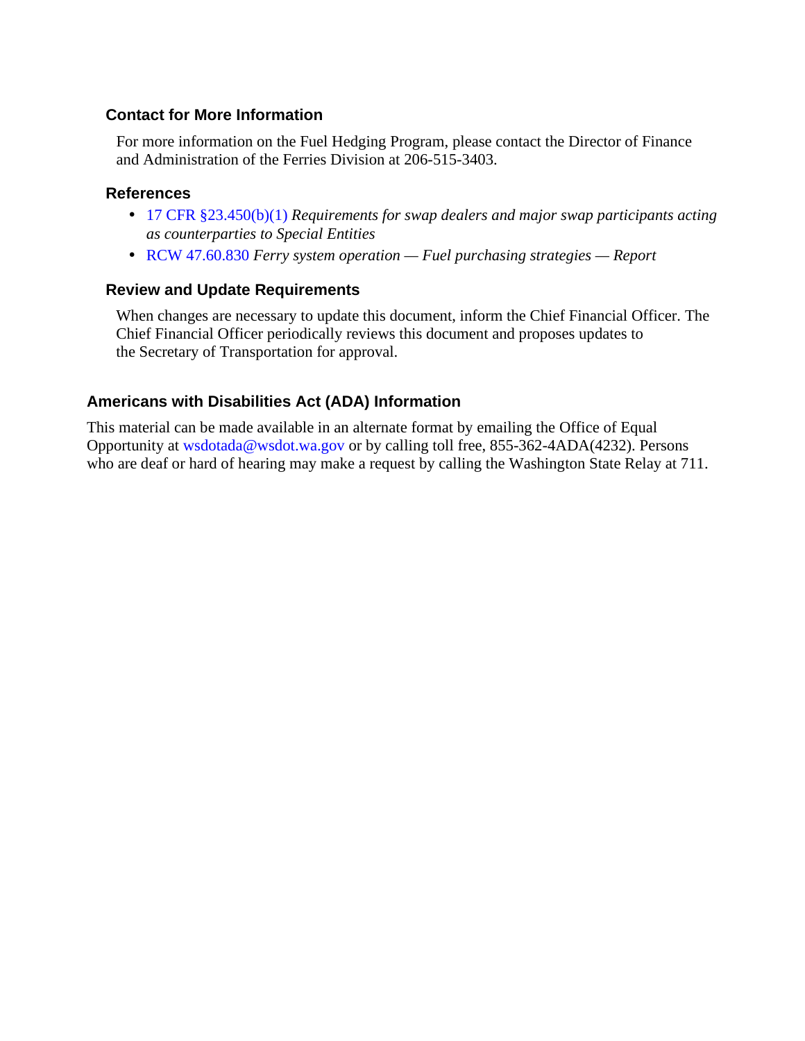### Contact for More Information

For more information on the Fuel Hedging Program, please contact the Director of Finance and Administration of the Ferries Division at 206-515-3403.

### References

- 17 CFR §23.450(b)(1) *Requirements for swap dealers and major swap participants acting as counterparties to Special Entities*
- RCW 47.60.830 *Ferry system operation — Fuel purchasing strategies — Report*

### Review and Update Requirements

When changes are necessary to update this document, inform the Chief Financial Officer. The Chief Financial Officer periodically reviews this document and proposes updates to the Secretary of Transportation for approval.

## Americans with Disabilities Act (ADA) Information

This material can be made available in an alternate format by emailing the Office of Equal Opportunity at wsdotada@wsdot.wa.gov or by calling toll free, 855-362-4ADA(4232). Persons who are deaf or hard of hearing may make a request by calling the Washington State Relay at 711.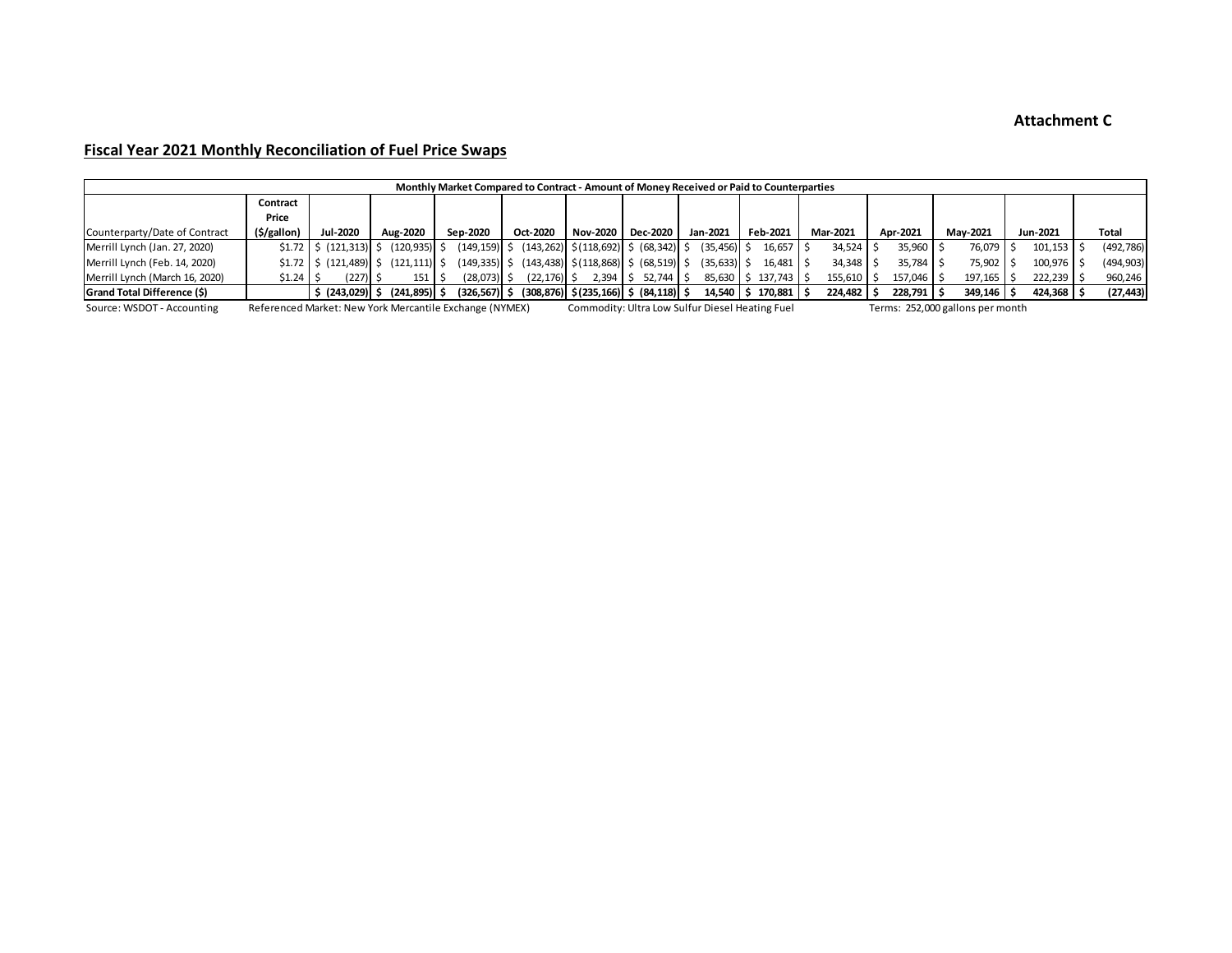**Attachment C**

## Fiscal Year 2021 Monthly Reconciliation of Fuel Price Swaps

| Monthly Market Compared to Contract - Amount of Money Received or Paid to Counterparties | | | | | | | | | | | | | | |
|---|---|---|---|---|---|---|---|---|---|---|---|---|---|---|
| Counterparty/Date of Contract | Contract Price ($/gallon) | Jul-2020 | Aug-2020 | Sep-2020 | Oct-2020 | Nov-2020 | Dec-2020 | Jan-2021 | Feb-2021 | Mar-2021 | Apr-2021 | May-2021 | Jun-2021 | Total |
| Merrill Lynch (Jan. 27, 2020) | $1.72 | $ (121,313) | $ (120,935) | $ (149,159) | $ (143,262) | $ (118,692) | $ (68,342) | $ (35,456) | $ 16,657 | $ 34,524 | $ 35,960 | $ 76,079 | $ 101,153 | $ (492,786) |
| Merrill Lynch (Feb. 14, 2020) | $1.72 | $ (121,489) | $ (121,111) | $ (149,335) | $ (143,438) | $ (118,868) | $ (68,519) | $ (35,633) | $ 16,481 | $ 34,348 | $ 35,784 | $ 75,902 | $ 100,976 | $ (494,903) |
| Merrill Lynch (March 16, 2020) | $1.24 | $ (227) | $ 151 | $ (28,073) | $ (22,176) | $ 2,394 | $ 52,744 | $ 85,630 | $ 137,743 | $ 155,610 | $ 157,046 | $ 197,165 | $ 222,239 | $ 960,246 |
| **Grand Total Difference ($)** | | **$ (243,029)** | **$ (241,895)** | **$ (326,567)** | **$ (308,876)** | **$ (235,166)** | **$ (84,118)** | **$ 14,540** | **$ 170,881** | **$ 224,482** | **$ 228,791** | **$ 349,146** | **$ 424,368** | **$ (27,443)** |

Source: WSDOT - Accounting    Referenced Market: New York Mercantile Exchange (NYMEX)    Commodity: Ultra Low Sulfur Diesel Heating Fuel    Terms: 252,000 gallons per month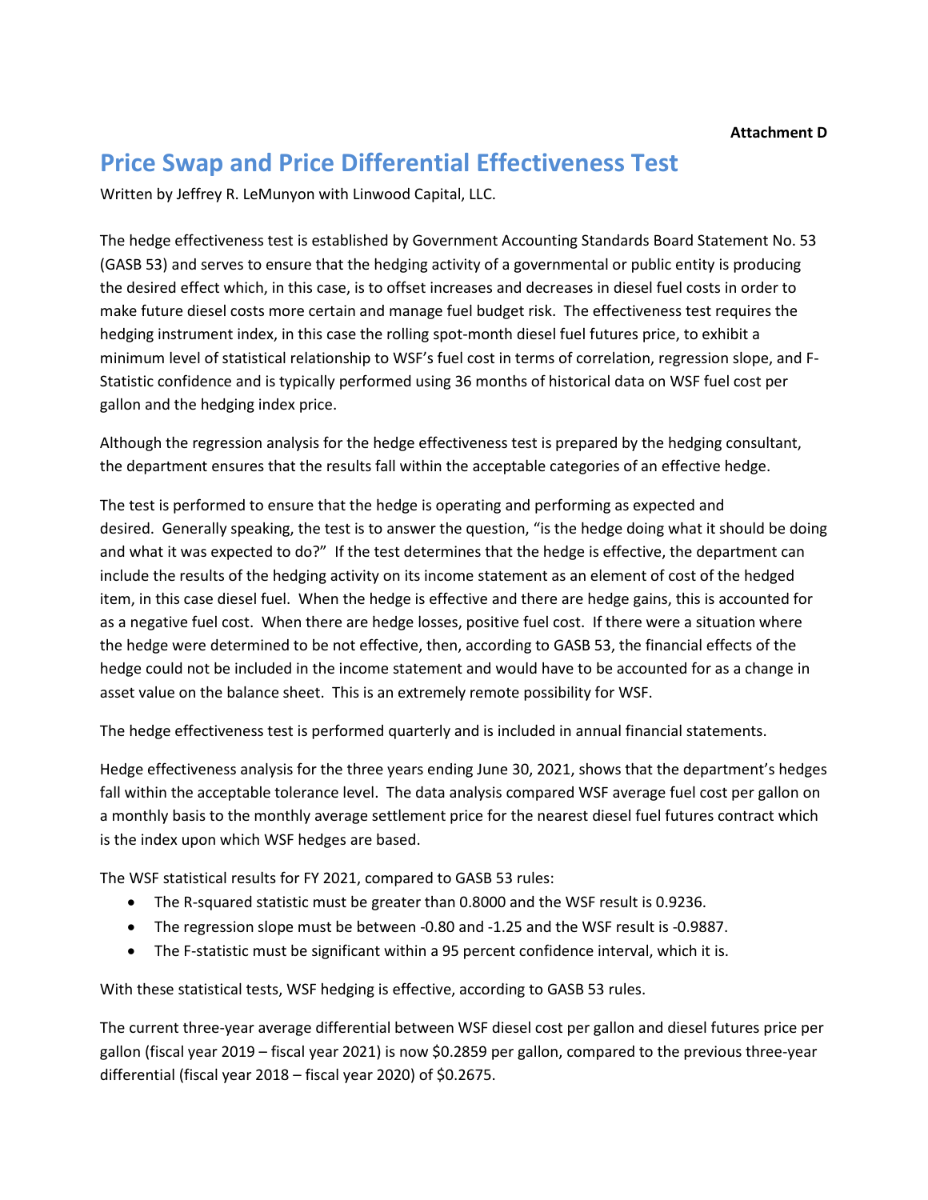**Attachment D**

# Price Swap and Price Differential Effectiveness Test

Written by Jeffrey R. LeMunyon with Linwood Capital, LLC.

The hedge effectiveness test is established by Government Accounting Standards Board Statement No. 53 (GASB 53) and serves to ensure that the hedging activity of a governmental or public entity is producing the desired effect which, in this case, is to offset increases and decreases in diesel fuel costs in order to make future diesel costs more certain and manage fuel budget risk. The effectiveness test requires the hedging instrument index, in this case the rolling spot-month diesel fuel futures price, to exhibit a minimum level of statistical relationship to WSF's fuel cost in terms of correlation, regression slope, and F-Statistic confidence and is typically performed using 36 months of historical data on WSF fuel cost per gallon and the hedging index price.

Although the regression analysis for the hedge effectiveness test is prepared by the hedging consultant, the department ensures that the results fall within the acceptable categories of an effective hedge.

The test is performed to ensure that the hedge is operating and performing as expected and desired. Generally speaking, the test is to answer the question, "is the hedge doing what it should be doing and what it was expected to do?" If the test determines that the hedge is effective, the department can include the results of the hedging activity on its income statement as an element of cost of the hedged item, in this case diesel fuel. When the hedge is effective and there are hedge gains, this is accounted for as a negative fuel cost. When there are hedge losses, positive fuel cost. If there were a situation where the hedge were determined to be not effective, then, according to GASB 53, the financial effects of the hedge could not be included in the income statement and would have to be accounted for as a change in asset value on the balance sheet. This is an extremely remote possibility for WSF.

The hedge effectiveness test is performed quarterly and is included in annual financial statements.

Hedge effectiveness analysis for the three years ending June 30, 2021, shows that the department's hedges fall within the acceptable tolerance level. The data analysis compared WSF average fuel cost per gallon on a monthly basis to the monthly average settlement price for the nearest diesel fuel futures contract which is the index upon which WSF hedges are based.

The WSF statistical results for FY 2021, compared to GASB 53 rules:

- The R-squared statistic must be greater than 0.8000 and the WSF result is 0.9236.
- The regression slope must be between -0.80 and -1.25 and the WSF result is -0.9887.
- The F-statistic must be significant within a 95 percent confidence interval, which it is.

With these statistical tests, WSF hedging is effective, according to GASB 53 rules.

The current three-year average differential between WSF diesel cost per gallon and diesel futures price per gallon (fiscal year 2019 – fiscal year 2021) is now $0.2859 per gallon, compared to the previous three-year differential (fiscal year 2018 – fiscal year 2020) of $0.2675.